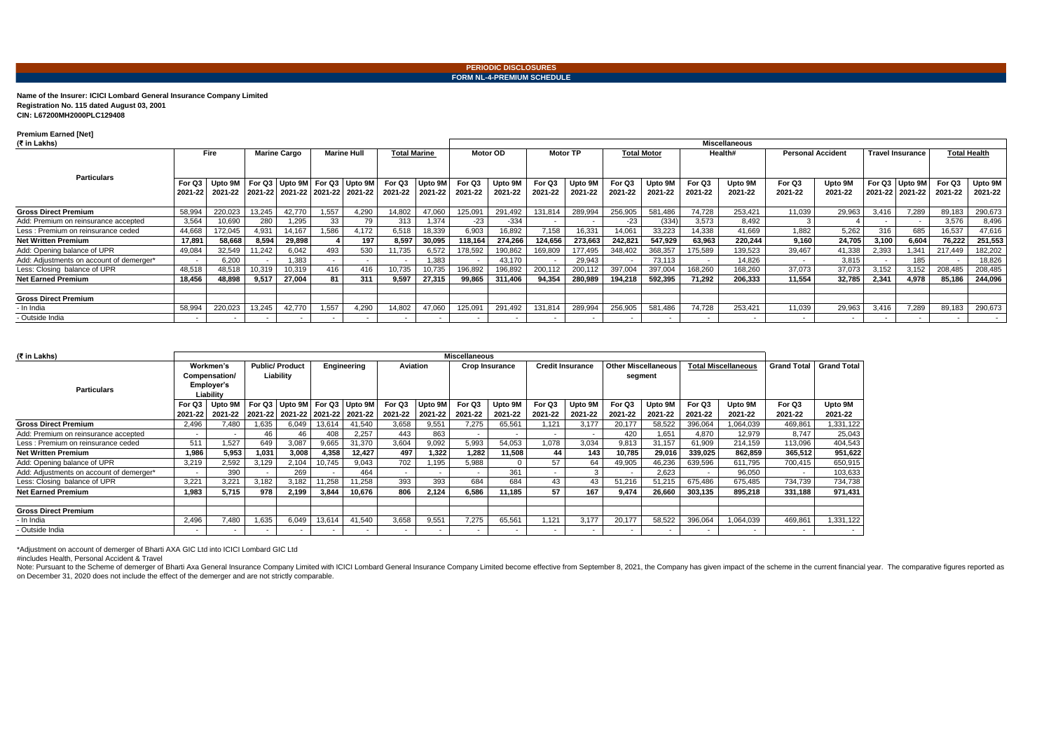**PERIODIC DISCLOSURES**

**FORM NL-4-PREMIUM SCHEDULE**

**Name of the Insurer: ICICI Lombard General Insurance Company Limited**
**Registration No. 115 dated August 03, 2001**
**CIN: L67200MH2000PLC129408**

**Premium Earned [Net]**
**(₹ in Lakhs)**

| Particulars | Fire | | Marine Cargo | | Marine Hull | | Total Marine | | Miscellaneous - Motor OD | | Motor TP | | Total Motor | | Health# | | Personal Accident | | Travel Insurance | | Total Health | |
|---|---|---|---|---|---|---|---|---|---|---|---|---|---|---|---|---|---|---|---|---|---|---|
| | For Q3 2021-22 | Upto 9M 2021-22 | For Q3 2021-22 | Upto 9M 2021-22 | For Q3 2021-22 | Upto 9M 2021-22 | For Q3 2021-22 | Upto 9M 2021-22 | For Q3 2021-22 | Upto 9M 2021-22 | For Q3 2021-22 | Upto 9M 2021-22 | For Q3 2021-22 | Upto 9M 2021-22 | For Q3 2021-22 | Upto 9M 2021-22 | For Q3 2021-22 | Upto 9M 2021-22 | For Q3 2021-22 | Upto 9M 2021-22 | For Q3 2021-22 | Upto 9M 2021-22 |
| **Gross Direct Premium** | 58,994 | 220,023 | 13,245 | 42,770 | 1,557 | 4,290 | 14,802 | 47,060 | 125,091 | 291,492 | 131,814 | 289,994 | 256,905 | 581,486 | 74,728 | 253,421 | 11,039 | 29,963 | 3,416 | 7,289 | 89,183 | 290,673 |
| Add: Premium on reinsurance accepted | 3,564 | 10,690 | 280 | 1,295 | 33 | 79 | 313 | 1,374 | -23 | -334 | - | - | -23 | (334) | 3,573 | 8,492 | 3 | 4 | - | - | 3,576 | 8,496 |
| Less : Premium on reinsurance ceded | 44,668 | 172,045 | 4,931 | 14,167 | 1,586 | 4,172 | 6,518 | 18,339 | 6,903 | 16,892 | 7,158 | 16,331 | 14,061 | 33,223 | 14,338 | 41,669 | 1,882 | 5,262 | 316 | 685 | 16,537 | 47,616 |
| **Net Written Premium** | **17,891** | **58,668** | **8,594** | **29,898** | **4** | **197** | **8,597** | **30,095** | **118,164** | **274,266** | **124,656** | **273,663** | **242,821** | **547,929** | **63,963** | **220,244** | **9,160** | **24,705** | **3,100** | **6,604** | **76,222** | **251,553** |
| Add: Opening balance of UPR | 49,084 | 32,549 | 11,242 | 6,042 | 493 | 530 | 11,735 | 6,572 | 178,592 | 190,862 | 169,809 | 177,495 | 348,402 | 368,357 | 175,589 | 139,523 | 39,467 | 41,338 | 2,393 | 1,341 | 217,449 | 182,202 |
| Add: Adjustments on account of demerger* | - | 6,200 | - | 1,383 | - | - | - | 1,383 | - | 43,170 | - | 29,943 | - | 73,113 | - | 14,826 | - | 3,815 | - | 185 | - | 18,826 |
| Less: Closing balance of UPR | 48,518 | 48,518 | 10,319 | 10,319 | 416 | 416 | 10,735 | 10,735 | 196,892 | 196,892 | 200,112 | 200,112 | 397,004 | 397,004 | 168,260 | 168,260 | 37,073 | 37,073 | 3,152 | 3,152 | 208,485 | 208,485 |
| **Net Earned Premium** | **18,456** | **48,898** | **9,517** | **27,004** | **81** | **311** | **9,597** | **27,315** | **99,865** | **311,406** | **94,354** | **280,989** | **194,218** | **592,395** | **71,292** | **206,333** | **11,554** | **32,785** | **2,341** | **4,978** | **85,186** | **244,096** |
| | | | | | | | | | | | | | | | | | | | | | | |
| **Gross Direct Premium** | | | | | | | | | | | | | | | | | | | | | | |
| - In India | 58,994 | 220,023 | 13,245 | 42,770 | 1,557 | 4,290 | 14,802 | 47,060 | 125,091 | 291,492 | 131,814 | 289,994 | 256,905 | 581,486 | 74,728 | 253,421 | 11,039 | 29,963 | 3,416 | 7,289 | 89,183 | 290,673 |
| - Outside India | - | - | - | - | - | - | - | - | - | - | - | - | - | - | - | - | - | - | - | - | - | - |

**(₹ in Lakhs)**

| Particulars | Miscellaneous - Workmen's Compensation/ Employer's Liability | | Public/ Product Liability | | Engineering | | Aviation | | Crop Insurance | | Credit Insurance | | Other Miscellaneous segment | | Total Miscellaneous | | Grand Total | Grand Total |
|---|---|---|---|---|---|---|---|---|---|---|---|---|---|---|---|---|---|---|
| | For Q3 2021-22 | Upto 9M 2021-22 | For Q3 2021-22 | Upto 9M 2021-22 | For Q3 2021-22 | Upto 9M 2021-22 | For Q3 2021-22 | Upto 9M 2021-22 | For Q3 2021-22 | Upto 9M 2021-22 | For Q3 2021-22 | Upto 9M 2021-22 | For Q3 2021-22 | Upto 9M 2021-22 | For Q3 2021-22 | Upto 9M 2021-22 | For Q3 2021-22 | Upto 9M 2021-22 |
| **Gross Direct Premium** | 2,496 | 7,480 | 1,635 | 6,049 | 13,614 | 41,540 | 3,658 | 9,551 | 7,275 | 65,561 | 1,121 | 3,177 | 20,177 | 58,522 | 396,064 | 1,064,039 | 469,861 | 1,331,122 |
| Add: Premium on reinsurance accepted | - | - | 46 | 46 | 408 | 2,257 | 443 | 863 | - | - | - | - | 420 | 1,651 | 4,870 | 12,979 | 8,747 | 25,043 |
| Less : Premium on reinsurance ceded | 511 | 1,527 | 649 | 3,087 | 9,665 | 31,370 | 3,604 | 9,092 | 5,993 | 54,053 | 1,078 | 3,034 | 9,813 | 31,157 | 61,909 | 214,159 | 113,096 | 404,543 |
| **Net Written Premium** | **1,986** | **5,953** | **1,031** | **3,008** | **4,358** | **12,427** | **497** | **1,322** | **1,282** | **11,508** | **44** | **143** | **10,785** | **29,016** | **339,025** | **862,859** | **365,512** | **951,622** |
| Add: Opening balance of UPR | 3,219 | 2,592 | 3,129 | 2,104 | 10,745 | 9,043 | 702 | 1,195 | 5,988 | 0 | 57 | 64 | 49,905 | 46,236 | 639,596 | 611,795 | 700,415 | 650,915 |
| Add: Adjustments on account of demerger* | - | 390 | - | 269 | - | 464 | - | - | - | 361 | - | 3 | - | 2,623 | - | 96,050 | - | 103,633 |
| Less: Closing balance of UPR | 3,221 | 3,221 | 3,182 | 3,182 | 11,258 | 11,258 | 393 | 393 | 684 | 684 | 43 | 43 | 51,216 | 51,215 | 675,486 | 675,485 | 734,739 | 734,738 |
| **Net Earned Premium** | **1,983** | **5,715** | **978** | **2,199** | **3,844** | **10,676** | **806** | **2,124** | **6,586** | **11,185** | **57** | **167** | **9,474** | **26,660** | **303,135** | **895,218** | **331,188** | **971,431** |
| | | | | | | | | | | | | | | | | | | |
| **Gross Direct Premium** | | | | | | | | | | | | | | | | | | |
| - In India | 2,496 | 7,480 | 1,635 | 6,049 | 13,614 | 41,540 | 3,658 | 9,551 | 7,275 | 65,561 | 1,121 | 3,177 | 20,177 | 58,522 | 396,064 | 1,064,039 | 469,861 | 1,331,122 |
| - Outside India | - | - | - | - | - | - | - | - | - | - | - | - | - | - | - | - | - | - |

*Adjustment on account of demerger of Bharti AXA GIC Ltd into ICICI Lombard GIC Ltd

#includes Health, Personal Accident & Travel

Note: Pursuant to the Scheme of demerger of Bharti Axa General Insurance Company Limited with ICICI Lombard General Insurance Company Limited become effective from September 8, 2021, the Company has given impact of the scheme in the current financial year. The comparative figures reported as on December 31, 2020 does not include the effect of the demerger and are not strictly comparable.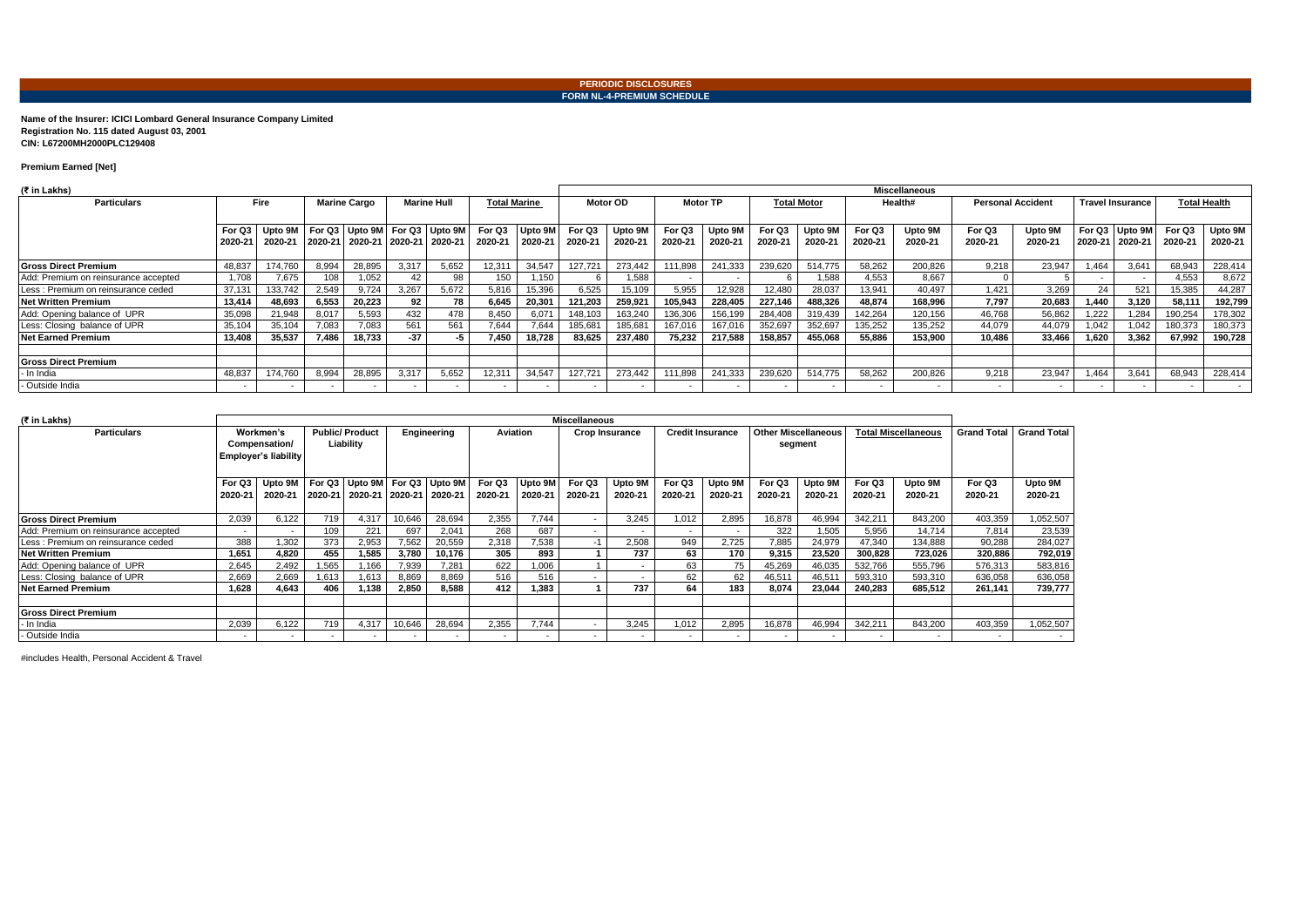## PERIODIC DISCLOSURES

## FORM NL-4-PREMIUM SCHEDULE

**Name of the Insurer: ICICI Lombard General Insurance Company Limited**
**Registration No. 115 dated August 03, 2001**
**CIN: L67200MH2000PLC129408**

**Premium Earned [Net]**

**(₹ in Lakhs)**

| Particulars | Fire | | Marine Cargo | | Marine Hull | | Total Marine | | Miscellaneous | | | | | | | | | | | | | |
|---|---|---|---|---|---|---|---|---|---|---|---|---|---|---|---|---|---|---|---|---|---|---|
| | | | | | | | | | Motor OD | | Motor TP | | Total Motor | | Health# | | Personal Accident | | Travel Insurance | | Total Health | |
| | For Q3 2020-21 | Upto 9M 2020-21 | For Q3 2020-21 | Upto 9M 2020-21 | For Q3 2020-21 | Upto 9M 2020-21 | For Q3 2020-21 | Upto 9M 2020-21 | For Q3 2020-21 | Upto 9M 2020-21 | For Q3 2020-21 | Upto 9M 2020-21 | For Q3 2020-21 | Upto 9M 2020-21 | For Q3 2020-21 | Upto 9M 2020-21 | For Q3 2020-21 | Upto 9M 2020-21 | For Q3 2020-21 | Upto 9M 2020-21 | For Q3 2020-21 | Upto 9M 2020-21 |
| **Gross Direct Premium** | 48,837 | 174,760 | 8,994 | 28,895 | 3,317 | 5,652 | 12,311 | 34,547 | 127,721 | 273,442 | 111,898 | 241,333 | 239,620 | 514,775 | 58,262 | 200,826 | 9,218 | 23,947 | 1,464 | 3,641 | 68,943 | 228,414 |
| Add: Premium on reinsurance accepted | 1,708 | 7,675 | 108 | 1,052 | 42 | 98 | 150 | 1,150 | 6 | 1,588 | - | - | 6 | 1,588 | 4,553 | 8,667 | 0 | 5 | - | - | 4,553 | 8,672 |
| Less : Premium on reinsurance ceded | 37,131 | 133,742 | 2,549 | 9,724 | 3,267 | 5,672 | 5,816 | 15,396 | 6,525 | 15,109 | 5,955 | 12,928 | 12,480 | 28,037 | 13,941 | 40,497 | 1,421 | 3,269 | 24 | 521 | 15,385 | 44,287 |
| **Net Written Premium** | **13,414** | **48,693** | **6,553** | **20,223** | **92** | **78** | **6,645** | **20,301** | **121,203** | **259,921** | **105,943** | **228,405** | **227,146** | **488,326** | **48,874** | **168,996** | **7,797** | **20,683** | **1,440** | **3,120** | **58,111** | **192,799** |
| Add: Opening balance of UPR | 35,098 | 21,948 | 8,017 | 5,593 | 432 | 478 | 8,450 | 6,071 | 148,103 | 163,240 | 136,306 | 156,199 | 284,408 | 319,439 | 142,264 | 120,156 | 46,768 | 56,862 | 1,222 | 1,284 | 190,254 | 178,302 |
| Less: Closing balance of UPR | 35,104 | 35,104 | 7,083 | 7,083 | 561 | 561 | 7,644 | 7,644 | 185,681 | 185,681 | 167,016 | 167,016 | 352,697 | 352,697 | 135,252 | 135,252 | 44,079 | 44,079 | 1,042 | 1,042 | 180,373 | 180,373 |
| **Net Earned Premium** | **13,408** | **35,537** | **7,486** | **18,733** | **-37** | **-5** | **7,450** | **18,728** | **83,625** | **237,480** | **75,232** | **217,588** | **158,857** | **455,068** | **55,886** | **153,900** | **10,486** | **33,466** | **1,620** | **3,362** | **67,992** | **190,728** |
| | | | | | | | | | | | | | | | | | | | | | | |
| **Gross Direct Premium** | | | | | | | | | | | | | | | | | | | | | | |
| - In India | 48,837 | 174,760 | 8,994 | 28,895 | 3,317 | 5,652 | 12,311 | 34,547 | 127,721 | 273,442 | 111,898 | 241,333 | 239,620 | 514,775 | 58,262 | 200,826 | 9,218 | 23,947 | 1,464 | 3,641 | 68,943 | 228,414 |
| - Outside India | - | - | - | - | - | - | - | - | - | - | - | - | - | - | - | - | - | - | - | - | - | - |

**(₹ in Lakhs)**

| Particulars | Miscellaneous | | | | | | | | | | | | | | | | Grand Total | Grand Total |
|---|---|---|---|---|---|---|---|---|---|---|---|---|---|---|---|---|---|---|
| | Workmen's Compensation/ Employer's liability | | Public/ Product Liability | | Engineering | | Aviation | | Crop Insurance | | Credit Insurance | | Other Miscellaneous segment | | Total Miscellaneous | | | |
| | For Q3 2020-21 | Upto 9M 2020-21 | For Q3 2020-21 | Upto 9M 2020-21 | For Q3 2020-21 | Upto 9M 2020-21 | For Q3 2020-21 | Upto 9M 2020-21 | For Q3 2020-21 | Upto 9M 2020-21 | For Q3 2020-21 | Upto 9M 2020-21 | For Q3 2020-21 | Upto 9M 2020-21 | For Q3 2020-21 | Upto 9M 2020-21 | For Q3 2020-21 | Upto 9M 2020-21 |
| **Gross Direct Premium** | 2,039 | 6,122 | 719 | 4,317 | 10,646 | 28,694 | 2,355 | 7,744 | - | 3,245 | 1,012 | 2,895 | 16,878 | 46,994 | 342,211 | 843,200 | 403,359 | 1,052,507 |
| Add: Premium on reinsurance accepted | - | - | 109 | 221 | 697 | 2,041 | 268 | 687 | - | - | - | - | 322 | 1,505 | 5,956 | 14,714 | 7,814 | 23,539 |
| Less : Premium on reinsurance ceded | 388 | 1,302 | 373 | 2,953 | 7,562 | 20,559 | 2,318 | 7,538 | -1 | 2,508 | 949 | 2,725 | 7,885 | 24,979 | 47,340 | 134,888 | 90,288 | 284,027 |
| **Net Written Premium** | **1,651** | **4,820** | **455** | **1,585** | **3,780** | **10,176** | **305** | **893** | **1** | **737** | **63** | **170** | **9,315** | **23,520** | **300,828** | **723,026** | **320,886** | **792,019** |
| Add: Opening balance of UPR | 2,645 | 2,492 | 1,565 | 1,166 | 7,939 | 7,281 | 622 | 1,006 | 1 | - | 63 | 75 | 45,269 | 46,035 | 532,766 | 555,796 | 576,313 | 583,816 |
| Less: Closing balance of UPR | 2,669 | 2,669 | 1,613 | 1,613 | 8,869 | 8,869 | 516 | 516 | - | - | 62 | 62 | 46,511 | 46,511 | 593,310 | 593,310 | 636,058 | 636,058 |
| **Net Earned Premium** | **1,628** | **4,643** | **406** | **1,138** | **2,850** | **8,588** | **412** | **1,383** | **1** | **737** | **64** | **183** | **8,074** | **23,044** | **240,283** | **685,512** | **261,141** | **739,777** |
| | | | | | | | | | | | | | | | | | | |
| **Gross Direct Premium** | | | | | | | | | | | | | | | | | | |
| - In India | 2,039 | 6,122 | 719 | 4,317 | 10,646 | 28,694 | 2,355 | 7,744 | - | 3,245 | 1,012 | 2,895 | 16,878 | 46,994 | 342,211 | 843,200 | 403,359 | 1,052,507 |
| - Outside India | - | - | - | - | - | - | - | - | - | - | - | - | - | - | - | - | - | - |

#includes Health, Personal Accident & Travel